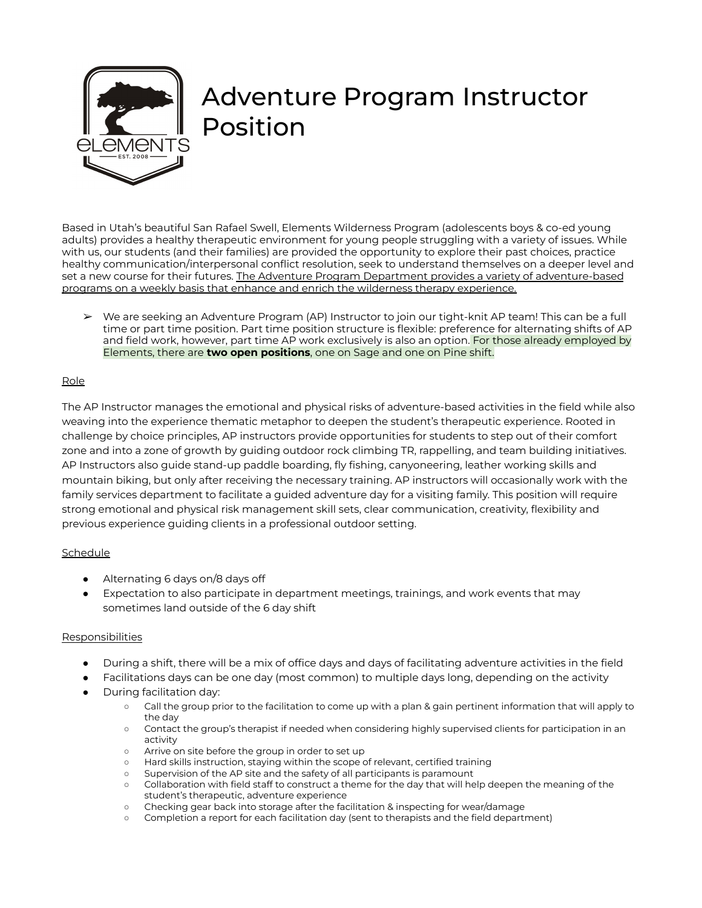# Adventure Program Instructor Position

Based in Utah's beautiful San Rafael Swell, Elements Wilderness Program (adolescents boys & co-ed young adults) provides a healthy therapeutic environment for young people struggling with a variety of issues. While with us, our students (and their families) are provided the opportunity to explore their past choices, practice healthy communication/interpersonal conflict resolution, seek to understand themselves on a deeper level and set a new course for their futures. The Adventure Program Department provides a variety of adventure-based programs on a weekly basis that enhance and enrich the wilderness therapy experience.

- We are seeking an Adventure Program (AP) Instructor to join our tight-knit AP team! This can be a full time or part time position. Part time position structure is flexible: preference for alternating shifts of AP and field work, however, part time AP work exclusively is also an option. For those already employed by Elements, there are **two open positions**, one on Sage and one on Pine shift.

## Role

The AP Instructor manages the emotional and physical risks of adventure-based activities in the field while also weaving into the experience thematic metaphor to deepen the student's therapeutic experience. Rooted in challenge by choice principles, AP instructors provide opportunities for students to step out of their comfort zone and into a zone of growth by guiding outdoor rock climbing TR, rappelling, and team building initiatives. AP Instructors also guide stand-up paddle boarding, fly fishing, canyoneering, leather working skills and mountain biking, but only after receiving the necessary training. AP instructors will occasionally work with the family services department to facilitate a guided adventure day for a visiting family. This position will require strong emotional and physical risk management skill sets, clear communication, creativity, flexibility and previous experience guiding clients in a professional outdoor setting.

## Schedule

- Alternating 6 days on/8 days off
- Expectation to also participate in department meetings, trainings, and work events that may sometimes land outside of the 6 day shift

## Responsibilities

- During a shift, there will be a mix of office days and days of facilitating adventure activities in the field
- Facilitations days can be one day (most common) to multiple days long, depending on the activity
- During facilitation day:
  - Call the group prior to the facilitation to come up with a plan & gain pertinent information that will apply to the day
  - Contact the group's therapist if needed when considering highly supervised clients for participation in an activity
  - Arrive on site before the group in order to set up
  - Hard skills instruction, staying within the scope of relevant, certified training
  - Supervision of the AP site and the safety of all participants is paramount
  - Collaboration with field staff to construct a theme for the day that will help deepen the meaning of the student's therapeutic, adventure experience
  - Checking gear back into storage after the facilitation & inspecting for wear/damage
  - Completion a report for each facilitation day (sent to therapists and the field department)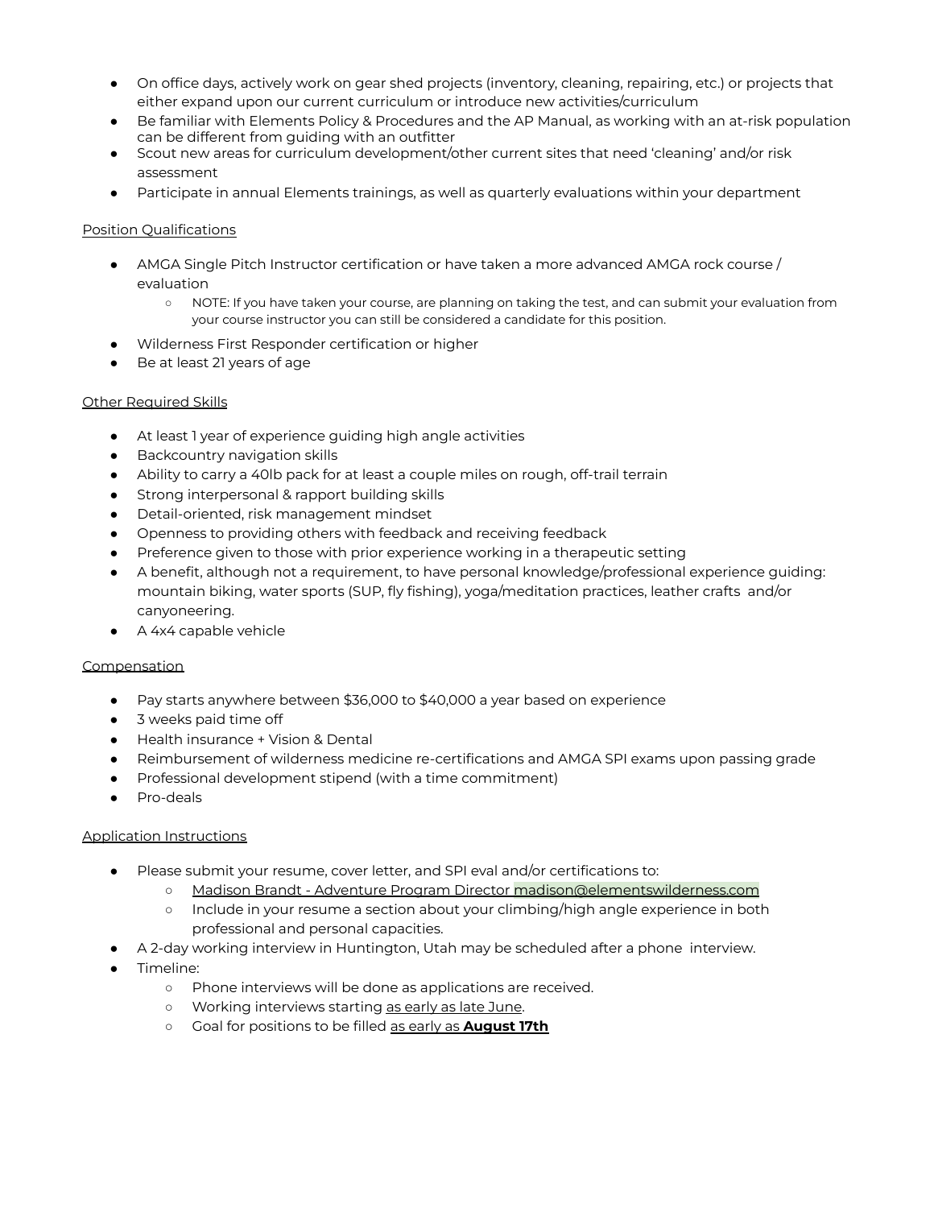- On office days, actively work on gear shed projects (inventory, cleaning, repairing, etc.) or projects that either expand upon our current curriculum or introduce new activities/curriculum
- Be familiar with Elements Policy & Procedures and the AP Manual, as working with an at-risk population can be different from guiding with an outfitter
- Scout new areas for curriculum development/other current sites that need 'cleaning' and/or risk assessment
- Participate in annual Elements trainings, as well as quarterly evaluations within your department

Position Qualifications

- AMGA Single Pitch Instructor certification or have taken a more advanced AMGA rock course / evaluation
  - NOTE: If you have taken your course, are planning on taking the test, and can submit your evaluation from your course instructor you can still be considered a candidate for this position.
- Wilderness First Responder certification or higher
- Be at least 21 years of age

Other Required Skills

- At least 1 year of experience guiding high angle activities
- Backcountry navigation skills
- Ability to carry a 40lb pack for at least a couple miles on rough, off-trail terrain
- Strong interpersonal & rapport building skills
- Detail-oriented, risk management mindset
- Openness to providing others with feedback and receiving feedback
- Preference given to those with prior experience working in a therapeutic setting
- A benefit, although not a requirement, to have personal knowledge/professional experience guiding: mountain biking, water sports (SUP, fly fishing), yoga/meditation practices, leather crafts and/or canyoneering.
- A 4x4 capable vehicle

Compensation

- Pay starts anywhere between $36,000 to $40,000 a year based on experience
- 3 weeks paid time off
- Health insurance + Vision & Dental
- Reimbursement of wilderness medicine re-certifications and AMGA SPI exams upon passing grade
- Professional development stipend (with a time commitment)
- Pro-deals

Application Instructions

- Please submit your resume, cover letter, and SPI eval and/or certifications to:
  - Madison Brandt - Adventure Program Director madison@elementswilderness.com
  - Include in your resume a section about your climbing/high angle experience in both professional and personal capacities.
- A 2-day working interview in Huntington, Utah may be scheduled after a phone interview.
- Timeline:
  - Phone interviews will be done as applications are received.
  - Working interviews starting as early as late June.
  - Goal for positions to be filled as early as **August 17th**